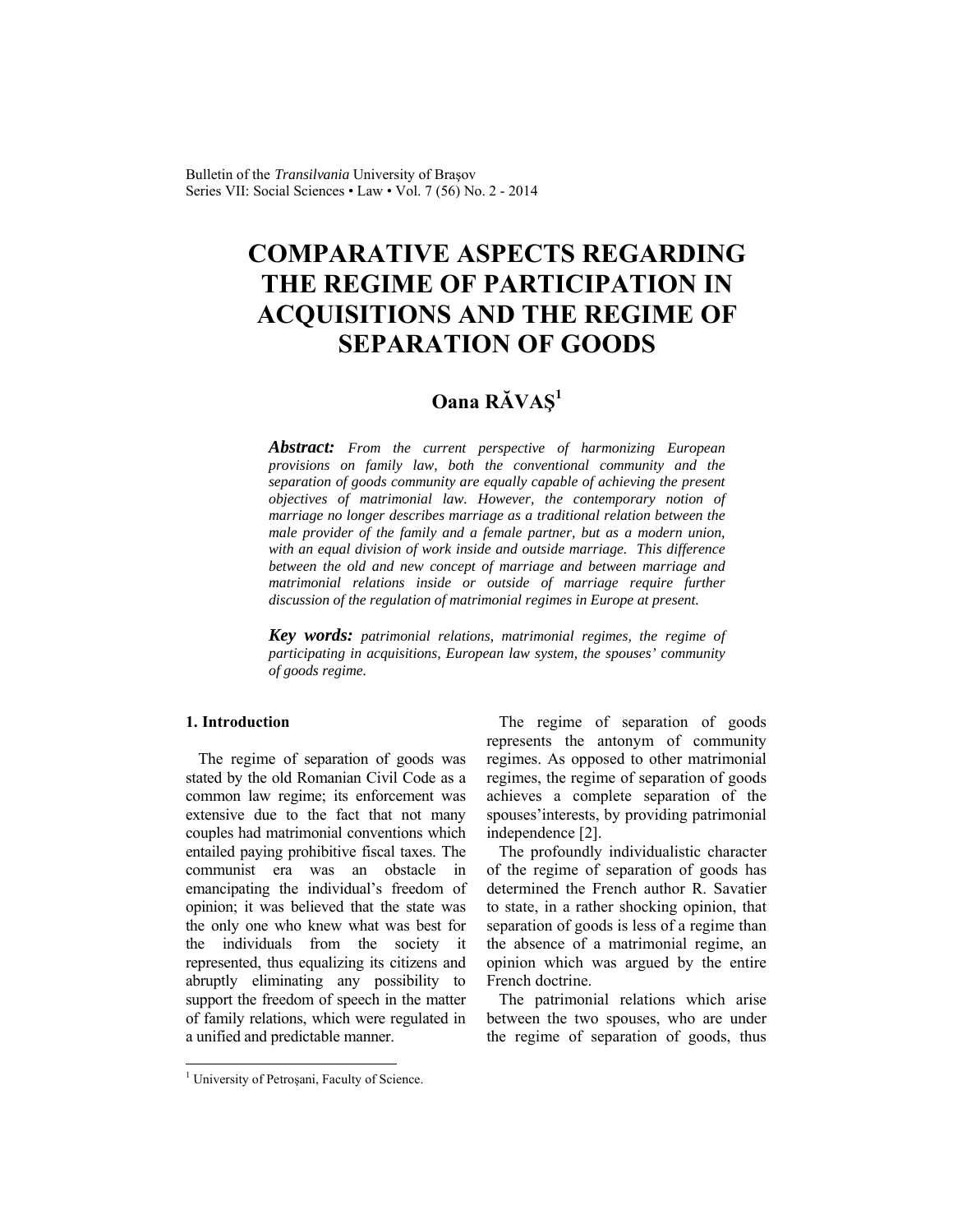# COMPARATIVE ASPECTS REGARDING THE REGIME OF PARTICIPATION IN ACQUISITIONS AND THE REGIME OF SEPARATION OF GOODS

**Oana RĂVAŞ[1]**

***Abstract:*** *From the current perspective of harmonizing European provisions on family law, both the conventional community and the separation of goods community are equally capable of achieving the present objectives of matrimonial law. However, the contemporary notion of marriage no longer describes marriage as a traditional relation between the male provider of the family and a female partner, but as a modern union, with an equal division of work inside and outside marriage. This difference between the old and new concept of marriage and between marriage and matrimonial relations inside or outside of marriage require further discussion of the regulation of matrimonial regimes in Europe at present.*

***Key words:*** *patrimonial relations, matrimonial regimes, the regime of participating in acquisitions, European law system, the spouses' community of goods regime.*

## 1. Introduction

The regime of separation of goods was stated by the old Romanian Civil Code as a common law regime; its enforcement was extensive due to the fact that not many couples had matrimonial conventions which entailed paying prohibitive fiscal taxes. The communist era was an obstacle in emancipating the individual's freedom of opinion; it was believed that the state was the only one who knew what was best for the individuals from the society it represented, thus equalizing its citizens and abruptly eliminating any possibility to support the freedom of speech in the matter of family relations, which were regulated in a unified and predictable manner.

The regime of separation of goods represents the antonym of community regimes. As opposed to other matrimonial regimes, the regime of separation of goods achieves a complete separation of the spouses'interests, by providing patrimonial independence [2].

The profoundly individualistic character of the regime of separation of goods has determined the French author R. Savatier to state, in a rather shocking opinion, that separation of goods is less of a regime than the absence of a matrimonial regime, an opinion which was argued by the entire French doctrine.

The patrimonial relations which arise between the two spouses, who are under the regime of separation of goods, thus

[1] University of Petroşani, Faculty of Science.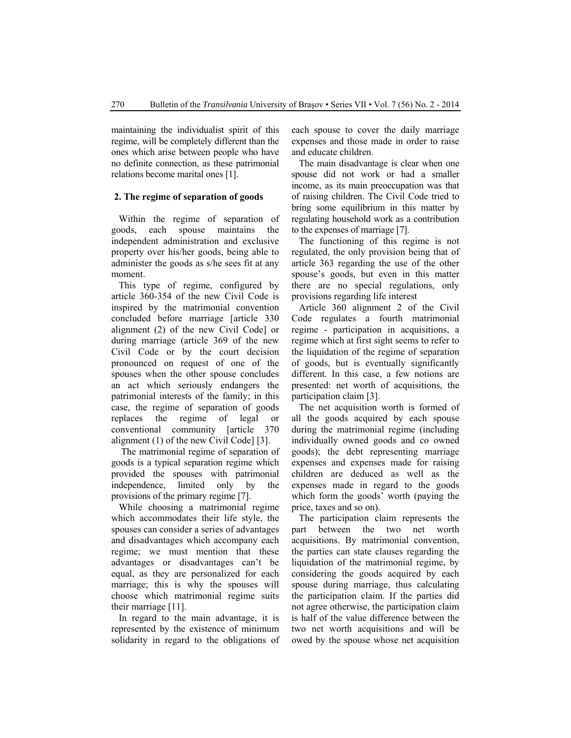maintaining the individualist spirit of this regime, will be completely different than the ones which arise between people who have no definite connection, as these patrimonial relations become marital ones [1].

## 2. The regime of separation of goods

Within the regime of separation of goods, each spouse maintains the independent administration and exclusive property over his/her goods, being able to administer the goods as s/he sees fit at any moment.

This type of regime, configured by article 360-354 of the new Civil Code is inspired by the matrimonial convention concluded before marriage [article 330 alignment (2) of the new Civil Code] or during marriage (article 369 of the new Civil Code or by the court decision pronounced on request of one of the spouses when the other spouse concludes an act which seriously endangers the patrimonial interests of the family; in this case, the regime of separation of goods replaces the regime of legal or conventional community [article 370 alignment (1) of the new Civil Code] [3].

The matrimonial regime of separation of goods is a typical separation regime which provided the spouses with patrimonial independence, limited only by the provisions of the primary regime [7].

While choosing a matrimonial regime which accommodates their life style, the spouses can consider a series of advantages and disadvantages which accompany each regime; we must mention that these advantages or disadvantages can't be equal, as they are personalized for each marriage; this is why the spouses will choose which matrimonial regime suits their marriage [11].

In regard to the main advantage, it is represented by the existence of minimum solidarity in regard to the obligations of each spouse to cover the daily marriage expenses and those made in order to raise and educate children.

The main disadvantage is clear when one spouse did not work or had a smaller income, as its main preoccupation was that of raising children. The Civil Code tried to bring some equilibrium in this matter by regulating household work as a contribution to the expenses of marriage [7].

The functioning of this regime is not regulated, the only provision being that of article 363 regarding the use of the other spouse's goods, but even in this matter there are no special regulations, only provisions regarding life interest

Article 360 alignment 2 of the Civil Code regulates a fourth matrimonial regime - participation in acquisitions, a regime which at first sight seems to refer to the liquidation of the regime of separation of goods, but is eventually significantly different. In this case, a few notions are presented: net worth of acquisitions, the participation claim [3].

The net acquisition worth is formed of all the goods acquired by each spouse during the matrimonial regime (including individually owned goods and co owned goods); the debt representing marriage expenses and expenses made for raising children are deduced as well as the expenses made in regard to the goods which form the goods' worth (paying the price, taxes and so on).

The participation claim represents the part between the two net worth acquisitions. By matrimonial convention, the parties can state clauses regarding the liquidation of the matrimonial regime, by considering the goods acquired by each spouse during marriage, thus calculating the participation claim. If the parties did not agree otherwise, the participation claim is half of the value difference between the two net worth acquisitions and will be owed by the spouse whose net acquisition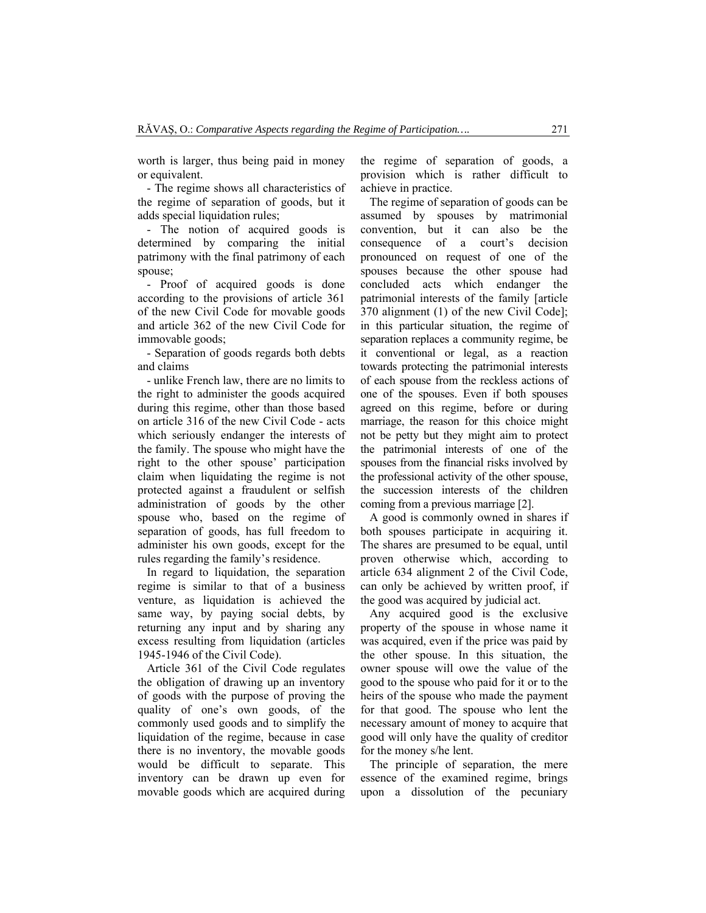worth is larger, thus being paid in money or equivalent.

- The regime shows all characteristics of the regime of separation of goods, but it adds special liquidation rules;
- The notion of acquired goods is determined by comparing the initial patrimony with the final patrimony of each spouse;
- Proof of acquired goods is done according to the provisions of article 361 of the new Civil Code for movable goods and article 362 of the new Civil Code for immovable goods;
- Separation of goods regards both debts and claims
- unlike French law, there are no limits to the right to administer the goods acquired during this regime, other than those based on article 316 of the new Civil Code - acts which seriously endanger the interests of the family. The spouse who might have the right to the other spouse' participation claim when liquidating the regime is not protected against a fraudulent or selfish administration of goods by the other spouse who, based on the regime of separation of goods, has full freedom to administer his own goods, except for the rules regarding the family's residence.

In regard to liquidation, the separation regime is similar to that of a business venture, as liquidation is achieved the same way, by paying social debts, by returning any input and by sharing any excess resulting from liquidation (articles 1945-1946 of the Civil Code).

Article 361 of the Civil Code regulates the obligation of drawing up an inventory of goods with the purpose of proving the quality of one's own goods, of the commonly used goods and to simplify the liquidation of the regime, because in case there is no inventory, the movable goods would be difficult to separate. This inventory can be drawn up even for movable goods which are acquired during the regime of separation of goods, a provision which is rather difficult to achieve in practice.

The regime of separation of goods can be assumed by spouses by matrimonial convention, but it can also be the consequence of a court's decision pronounced on request of one of the spouses because the other spouse had concluded acts which endanger the patrimonial interests of the family [article 370 alignment (1) of the new Civil Code]; in this particular situation, the regime of separation replaces a community regime, be it conventional or legal, as a reaction towards protecting the patrimonial interests of each spouse from the reckless actions of one of the spouses. Even if both spouses agreed on this regime, before or during marriage, the reason for this choice might not be petty but they might aim to protect the patrimonial interests of one of the spouses from the financial risks involved by the professional activity of the other spouse, the succession interests of the children coming from a previous marriage [2].

A good is commonly owned in shares if both spouses participate in acquiring it. The shares are presumed to be equal, until proven otherwise which, according to article 634 alignment 2 of the Civil Code, can only be achieved by written proof, if the good was acquired by judicial act.

Any acquired good is the exclusive property of the spouse in whose name it was acquired, even if the price was paid by the other spouse. In this situation, the owner spouse will owe the value of the good to the spouse who paid for it or to the heirs of the spouse who made the payment for that good. The spouse who lent the necessary amount of money to acquire that good will only have the quality of creditor for the money s/he lent.

The principle of separation, the mere essence of the examined regime, brings upon a dissolution of the pecuniary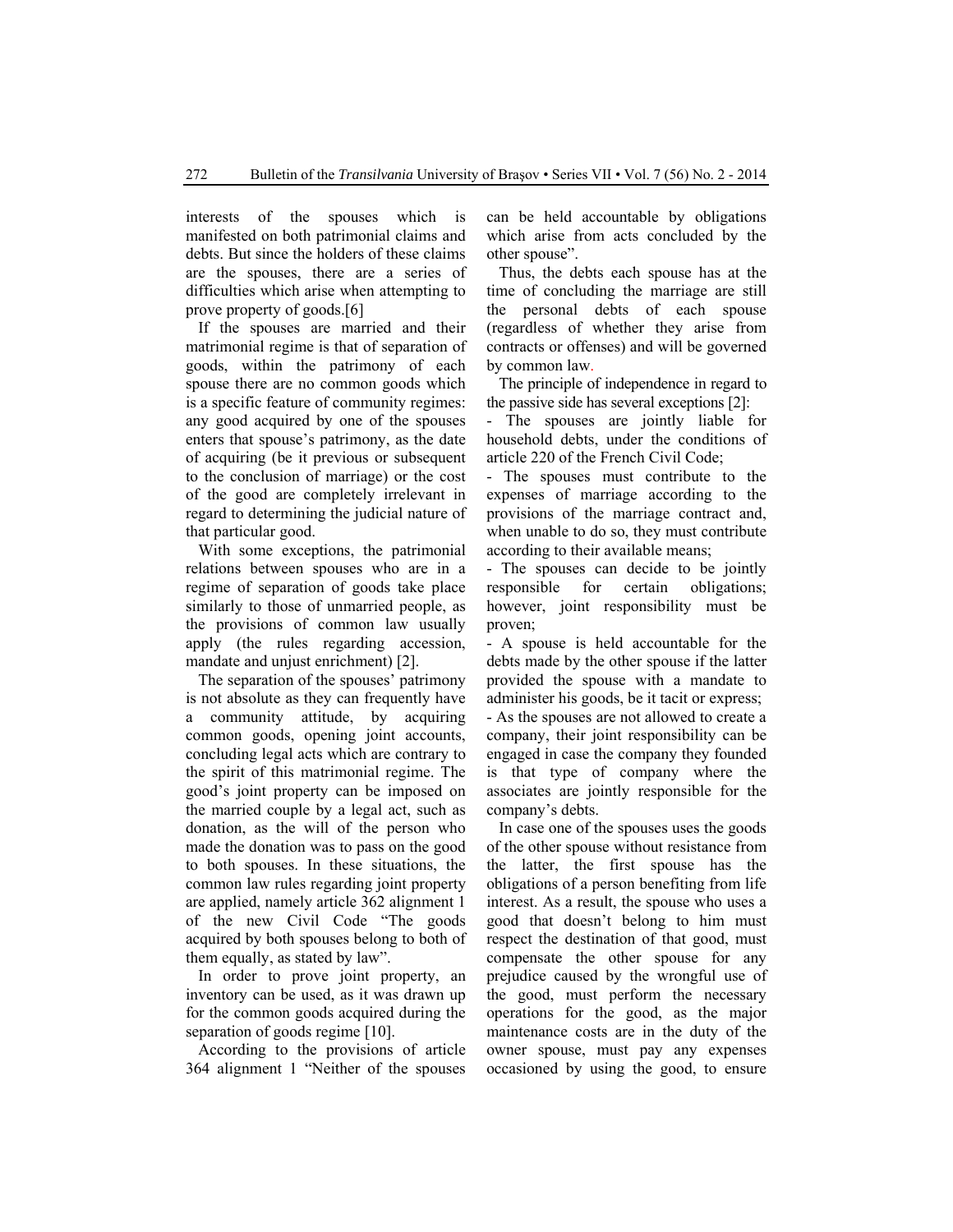interests of the spouses which is manifested on both patrimonial claims and debts. But since the holders of these claims are the spouses, there are a series of difficulties which arise when attempting to prove property of goods.[6]

If the spouses are married and their matrimonial regime is that of separation of goods, within the patrimony of each spouse there are no common goods which is a specific feature of community regimes: any good acquired by one of the spouses enters that spouse's patrimony, as the date of acquiring (be it previous or subsequent to the conclusion of marriage) or the cost of the good are completely irrelevant in regard to determining the judicial nature of that particular good.

With some exceptions, the patrimonial relations between spouses who are in a regime of separation of goods take place similarly to those of unmarried people, as the provisions of common law usually apply (the rules regarding accession, mandate and unjust enrichment) [2].

The separation of the spouses' patrimony is not absolute as they can frequently have a community attitude, by acquiring common goods, opening joint accounts, concluding legal acts which are contrary to the spirit of this matrimonial regime. The good's joint property can be imposed on the married couple by a legal act, such as donation, as the will of the person who made the donation was to pass on the good to both spouses. In these situations, the common law rules regarding joint property are applied, namely article 362 alignment 1 of the new Civil Code "The goods acquired by both spouses belong to both of them equally, as stated by law".

In order to prove joint property, an inventory can be used, as it was drawn up for the common goods acquired during the separation of goods regime [10].

According to the provisions of article 364 alignment 1 "Neither of the spouses can be held accountable by obligations which arise from acts concluded by the other spouse".

Thus, the debts each spouse has at the time of concluding the marriage are still the personal debts of each spouse (regardless of whether they arise from contracts or offenses) and will be governed by common law.

The principle of independence in regard to the passive side has several exceptions [2]:

- The spouses are jointly liable for household debts, under the conditions of article 220 of the French Civil Code;
- The spouses must contribute to the expenses of marriage according to the provisions of the marriage contract and, when unable to do so, they must contribute according to their available means;
- The spouses can decide to be jointly responsible for certain obligations; however, joint responsibility must be proven;
- A spouse is held accountable for the debts made by the other spouse if the latter provided the spouse with a mandate to administer his goods, be it tacit or express;
- As the spouses are not allowed to create a company, their joint responsibility can be engaged in case the company they founded is that type of company where the associates are jointly responsible for the company's debts.

In case one of the spouses uses the goods of the other spouse without resistance from the latter, the first spouse has the obligations of a person benefiting from life interest. As a result, the spouse who uses a good that doesn't belong to him must respect the destination of that good, must compensate the other spouse for any prejudice caused by the wrongful use of the good, must perform the necessary operations for the good, as the major maintenance costs are in the duty of the owner spouse, must pay any expenses occasioned by using the good, to ensure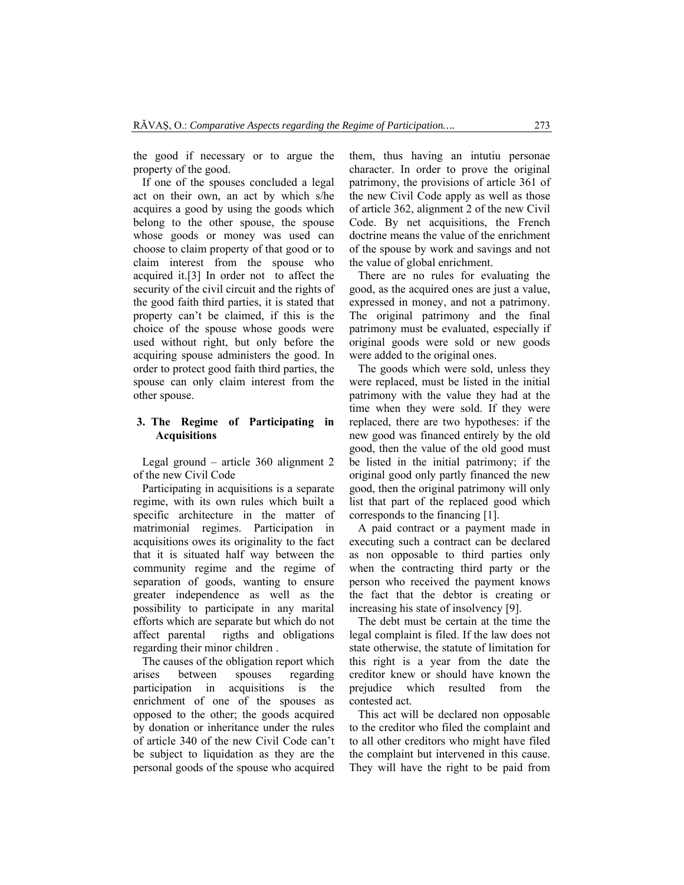the good if necessary or to argue the property of the good.

If one of the spouses concluded a legal act on their own, an act by which s/he acquires a good by using the goods which belong to the other spouse, the spouse whose goods or money was used can choose to claim property of that good or to claim interest from the spouse who acquired it.[3] In order not to affect the security of the civil circuit and the rights of the good faith third parties, it is stated that property can't be claimed, if this is the choice of the spouse whose goods were used without right, but only before the acquiring spouse administers the good. In order to protect good faith third parties, the spouse can only claim interest from the other spouse.

## 3. The Regime of Participating in Acquisitions

Legal ground – article 360 alignment 2 of the new Civil Code

Participating in acquisitions is a separate regime, with its own rules which built a specific architecture in the matter of matrimonial regimes. Participation in acquisitions owes its originality to the fact that it is situated half way between the community regime and the regime of separation of goods, wanting to ensure greater independence as well as the possibility to participate in any marital efforts which are separate but which do not affect parental rigths and obligations regarding their minor children .

The causes of the obligation report which arises between spouses regarding participation in acquisitions is the enrichment of one of the spouses as opposed to the other; the goods acquired by donation or inheritance under the rules of article 340 of the new Civil Code can't be subject to liquidation as they are the personal goods of the spouse who acquired them, thus having an intutiu personae character. In order to prove the original patrimony, the provisions of article 361 of the new Civil Code apply as well as those of article 362, alignment 2 of the new Civil Code. By net acquisitions, the French doctrine means the value of the enrichment of the spouse by work and savings and not the value of global enrichment.

There are no rules for evaluating the good, as the acquired ones are just a value, expressed in money, and not a patrimony. The original patrimony and the final patrimony must be evaluated, especially if original goods were sold or new goods were added to the original ones.

The goods which were sold, unless they were replaced, must be listed in the initial patrimony with the value they had at the time when they were sold. If they were replaced, there are two hypotheses: if the new good was financed entirely by the old good, then the value of the old good must be listed in the initial patrimony; if the original good only partly financed the new good, then the original patrimony will only list that part of the replaced good which corresponds to the financing [1].

A paid contract or a payment made in executing such a contract can be declared as non opposable to third parties only when the contracting third party or the person who received the payment knows the fact that the debtor is creating or increasing his state of insolvency [9].

The debt must be certain at the time the legal complaint is filed. If the law does not state otherwise, the statute of limitation for this right is a year from the date the creditor knew or should have known the prejudice which resulted from the contested act.

This act will be declared non opposable to the creditor who filed the complaint and to all other creditors who might have filed the complaint but intervened in this cause. They will have the right to be paid from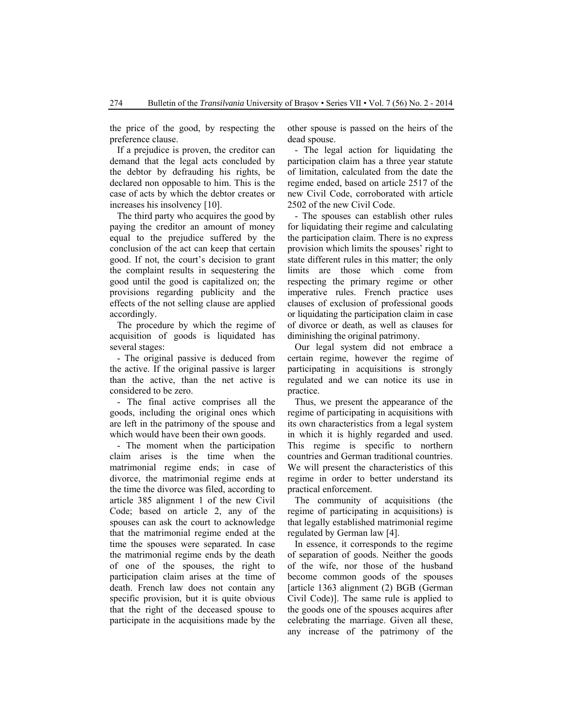the price of the good, by respecting the preference clause.

If a prejudice is proven, the creditor can demand that the legal acts concluded by the debtor by defrauding his rights, be declared non opposable to him. This is the case of acts by which the debtor creates or increases his insolvency [10].

The third party who acquires the good by paying the creditor an amount of money equal to the prejudice suffered by the conclusion of the act can keep that certain good. If not, the court's decision to grant the complaint results in sequestering the good until the good is capitalized on; the provisions regarding publicity and the effects of the not selling clause are applied accordingly.

The procedure by which the regime of acquisition of goods is liquidated has several stages:

- The original passive is deduced from the active. If the original passive is larger than the active, than the net active is considered to be zero.
- The final active comprises all the goods, including the original ones which are left in the patrimony of the spouse and which would have been their own goods.
- The moment when the participation claim arises is the time when the matrimonial regime ends; in case of divorce, the matrimonial regime ends at the time the divorce was filed, according to article 385 alignment 1 of the new Civil Code; based on article 2, any of the spouses can ask the court to acknowledge that the matrimonial regime ended at the time the spouses were separated. In case the matrimonial regime ends by the death of one of the spouses, the right to participation claim arises at the time of death. French law does not contain any specific provision, but it is quite obvious that the right of the deceased spouse to participate in the acquisitions made by the other spouse is passed on the heirs of the dead spouse.
- The legal action for liquidating the participation claim has a three year statute of limitation, calculated from the date the regime ended, based on article 2517 of the new Civil Code, corroborated with article 2502 of the new Civil Code.
- The spouses can establish other rules for liquidating their regime and calculating the participation claim. There is no express provision which limits the spouses' right to state different rules in this matter; the only limits are those which come from respecting the primary regime or other imperative rules. French practice uses clauses of exclusion of professional goods or liquidating the participation claim in case of divorce or death, as well as clauses for diminishing the original patrimony.

Our legal system did not embrace a certain regime, however the regime of participating in acquisitions is strongly regulated and we can notice its use in practice.

Thus, we present the appearance of the regime of participating in acquisitions with its own characteristics from a legal system in which it is highly regarded and used. This regime is specific to northern countries and German traditional countries. We will present the characteristics of this regime in order to better understand its practical enforcement.

The community of acquisitions (the regime of participating in acquisitions) is that legally established matrimonial regime regulated by German law [4].

In essence, it corresponds to the regime of separation of goods. Neither the goods of the wife, nor those of the husband become common goods of the spouses [article 1363 alignment (2) BGB (German Civil Code)]. The same rule is applied to the goods one of the spouses acquires after celebrating the marriage. Given all these, any increase of the patrimony of the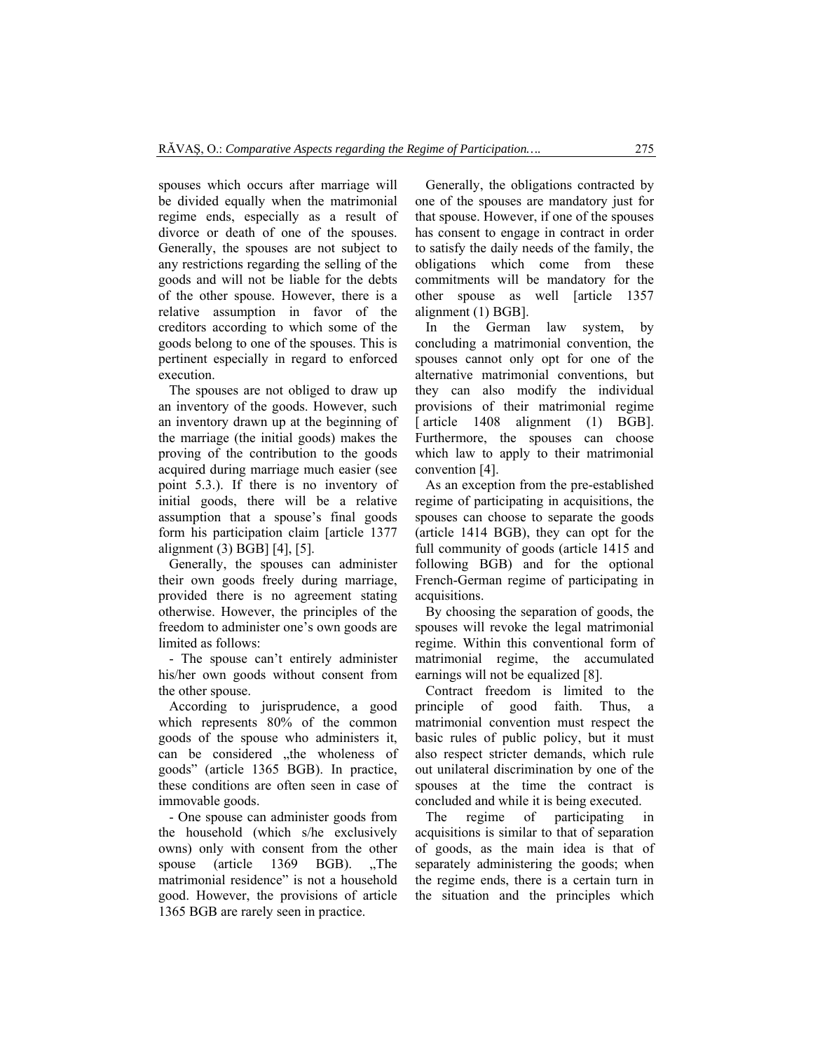spouses which occurs after marriage will be divided equally when the matrimonial regime ends, especially as a result of divorce or death of one of the spouses. Generally, the spouses are not subject to any restrictions regarding the selling of the goods and will not be liable for the debts of the other spouse. However, there is a relative assumption in favor of the creditors according to which some of the goods belong to one of the spouses. This is pertinent especially in regard to enforced execution.

The spouses are not obliged to draw up an inventory of the goods. However, such an inventory drawn up at the beginning of the marriage (the initial goods) makes the proving of the contribution to the goods acquired during marriage much easier (see point 5.3.). If there is no inventory of initial goods, there will be a relative assumption that a spouse's final goods form his participation claim [article 1377 alignment (3) BGB] [4], [5].

Generally, the spouses can administer their own goods freely during marriage, provided there is no agreement stating otherwise. However, the principles of the freedom to administer one's own goods are limited as follows:

- The spouse can't entirely administer his/her own goods without consent from the other spouse.

According to jurisprudence, a good which represents 80% of the common goods of the spouse who administers it, can be considered „the wholeness of goods" (article 1365 BGB). In practice, these conditions are often seen in case of immovable goods.

- One spouse can administer goods from the household (which s/he exclusively owns) only with consent from the other spouse (article 1369 BGB). „The matrimonial residence" is not a household good. However, the provisions of article 1365 BGB are rarely seen in practice.

Generally, the obligations contracted by one of the spouses are mandatory just for that spouse. However, if one of the spouses has consent to engage in contract in order to satisfy the daily needs of the family, the obligations which come from these commitments will be mandatory for the other spouse as well [article 1357 alignment (1) BGB].

In the German law system, by concluding a matrimonial convention, the spouses cannot only opt for one of the alternative matrimonial conventions, but they can also modify the individual provisions of their matrimonial regime [ article 1408 alignment (1) BGB]. Furthermore, the spouses can choose which law to apply to their matrimonial convention [4].

As an exception from the pre-established regime of participating in acquisitions, the spouses can choose to separate the goods (article 1414 BGB), they can opt for the full community of goods (article 1415 and following BGB) and for the optional French-German regime of participating in acquisitions.

By choosing the separation of goods, the spouses will revoke the legal matrimonial regime. Within this conventional form of matrimonial regime, the accumulated earnings will not be equalized [8].

Contract freedom is limited to the principle of good faith. Thus, a matrimonial convention must respect the basic rules of public policy, but it must also respect stricter demands, which rule out unilateral discrimination by one of the spouses at the time the contract is concluded and while it is being executed.

The regime of participating in acquisitions is similar to that of separation of goods, as the main idea is that of separately administering the goods; when the regime ends, there is a certain turn in the situation and the principles which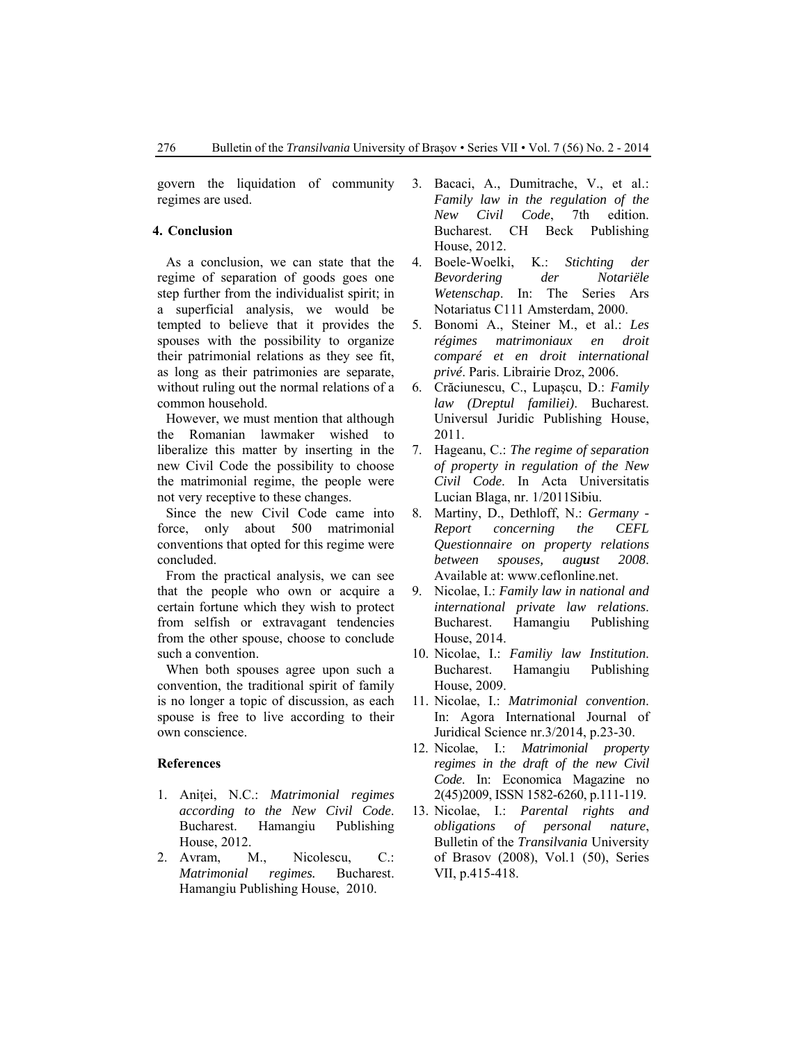govern the liquidation of community regimes are used.

## 4. Conclusion

As a conclusion, we can state that the regime of separation of goods goes one step further from the individualist spirit; in a superficial analysis, we would be tempted to believe that it provides the spouses with the possibility to organize their patrimonial relations as they see fit, as long as their patrimonies are separate, without ruling out the normal relations of a common household.

However, we must mention that although the Romanian lawmaker wished to liberalize this matter by inserting in the new Civil Code the possibility to choose the matrimonial regime, the people were not very receptive to these changes.

Since the new Civil Code came into force, only about 500 matrimonial conventions that opted for this regime were concluded.

From the practical analysis, we can see that the people who own or acquire a certain fortune which they wish to protect from selfish or extravagant tendencies from the other spouse, choose to conclude such a convention.

When both spouses agree upon such a convention, the traditional spirit of family is no longer a topic of discussion, as each spouse is free to live according to their own conscience.

## References

1. Aniței, N.C.: *Matrimonial regimes according to the New Civil Code*. Bucharest. Hamangiu Publishing House, 2012.
2. Avram, M., Nicolescu, C.: *Matrimonial regimes.* Bucharest. Hamangiu Publishing House, 2010.
3. Bacaci, A., Dumitrache, V., et al.: *Family law in the regulation of the New Civil Code*, 7th edition. Bucharest. CH Beck Publishing House, 2012.
4. Boele-Woelki, K.: *Stichting der Bevordering der Notariële Wetenschap*. In: The Series Ars Notariatus C111 Amsterdam, 2000.
5. Bonomi A., Steiner M., et al.: *Les régimes matrimoniaux en droit comparé et en droit international privé*. Paris. Librairie Droz, 2006.
6. Crăciunescu, C., Lupașcu, D.: *Family law (Dreptul familiei)*. Bucharest. Universul Juridic Publishing House, 2011.
7. Hageanu, C.: *The regime of separation of property in regulation of the New Civil Code*. In Acta Universitatis Lucian Blaga, nr. 1/2011Sibiu.
8. Martiny, D., Dethloff, N.: *Germany - Report concerning the CEFL Questionnaire on property relations between spouses, aug**u**st 2008*. Available at: www.ceflonline.net.
9. Nicolae, I.: *Family law in national and international private law relations*. Bucharest. Hamangiu Publishing House, 2014.
10. Nicolae, I.: *Familiy law Institution*. Bucharest. Hamangiu Publishing House, 2009.
11. Nicolae, I.: *Matrimonial convention*. In: Agora International Journal of Juridical Science nr.3/2014, p.23-30.
12. Nicolae, I.: *Matrimonial property regimes in the draft of the new Civil Code*. In: Economica Magazine no 2(45)2009, ISSN 1582-6260, p.111-119.
13. Nicolae, I.: *Parental rights and obligations of personal nature*, Bulletin of the *Transilvania* University of Brasov (2008), Vol.1 (50), Series VII, p.415-418.